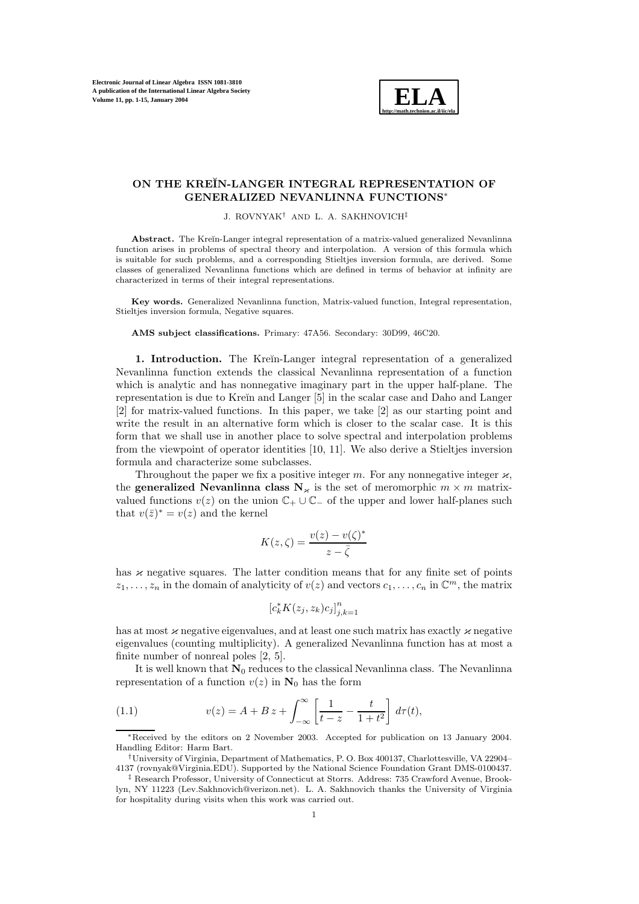# ON THE KREĬN-LANGER INTEGRAL REPRESENTATION OF GENERALIZED NEVANLINNA FUNCTIONS*

J. ROVNYAK[†] AND L. A. SAKHNOVICH[‡]

**Abstract.** The Kreĭn-Langer integral representation of a matrix-valued generalized Nevanlinna function arises in problems of spectral theory and interpolation. A version of this formula which is suitable for such problems, and a corresponding Stieltjes inversion formula, are derived. Some classes of generalized Nevanlinna functions which are defined in terms of behavior at infinity are characterized in terms of their integral representations.

**Key words.** Generalized Nevanlinna function, Matrix-valued function, Integral representation, Stieltjes inversion formula, Negative squares.

**AMS subject classifications.** Primary: 47A56. Secondary: 30D99, 46C20.

**1. Introduction.** The Kreĭn-Langer integral representation of a generalized Nevanlinna function extends the classical Nevanlinna representation of a function which is analytic and has nonnegative imaginary part in the upper half-plane. The representation is due to Kreĭn and Langer [5] in the scalar case and Daho and Langer [2] for matrix-valued functions. In this paper, we take [2] as our starting point and write the result in an alternative form which is closer to the scalar case. It is this form that we shall use in another place to solve spectral and interpolation problems from the viewpoint of operator identities [10, 11]. We also derive a Stieltjes inversion formula and characterize some subclasses.

Throughout the paper we fix a positive integer $m$. For any nonnegative integer $\varkappa$, the **generalized Nevanlinna class** $\mathbf{N}_\varkappa$ is the set of meromorphic $m \times m$ matrix-valued functions $v(z)$ on the union $\mathbb{C}_+ \cup \mathbb{C}_-$ of the upper and lower half-planes such that $v(\bar{z})^* = v(z)$ and the kernel

$$K(z, \zeta) = \frac{v(z) - v(\zeta)^*}{z - \bar{\zeta}}$$

has $\varkappa$ negative squares. The latter condition means that for any finite set of points $z_1, \dots, z_n$ in the domain of analyticity of $v(z)$ and vectors $c_1, \dots, c_n$ in $\mathbb{C}^m$, the matrix

$$[c_k^* K(z_j, z_k) c_j]_{j,k=1}^n$$

has at most $\varkappa$ negative eigenvalues, and at least one such matrix has exactly $\varkappa$ negative eigenvalues (counting multiplicity). A generalized Nevanlinna function has at most a finite number of nonreal poles [2, 5].

It is well known that $\mathbf{N}_0$ reduces to the classical Nevanlinna class. The Nevanlinna representation of a function $v(z)$ in $\mathbf{N}_0$ has the form

$$v(z) = A + B\, z + \int_{-\infty}^{\infty} \left[ \frac{1}{t - z} - \frac{t}{1 + t^2} \right] d\tau(t), \tag{1.1}$$

---

*Received by the editors on 2 November 2003. Accepted for publication on 13 January 2004. Handling Editor: Harm Bart.

†University of Virginia, Department of Mathematics, P. O. Box 400137, Charlottesville, VA 22904–4137 (rovnyak@Virginia.EDU). Supported by the National Science Foundation Grant DMS-0100437.

‡ Research Professor, University of Connecticut at Storrs. Address: 735 Crawford Avenue, Brooklyn, NY 11223 (Lev.Sakhnovich@verizon.net). L. A. Sakhnovich thanks the University of Virginia for hospitality during visits when this work was carried out.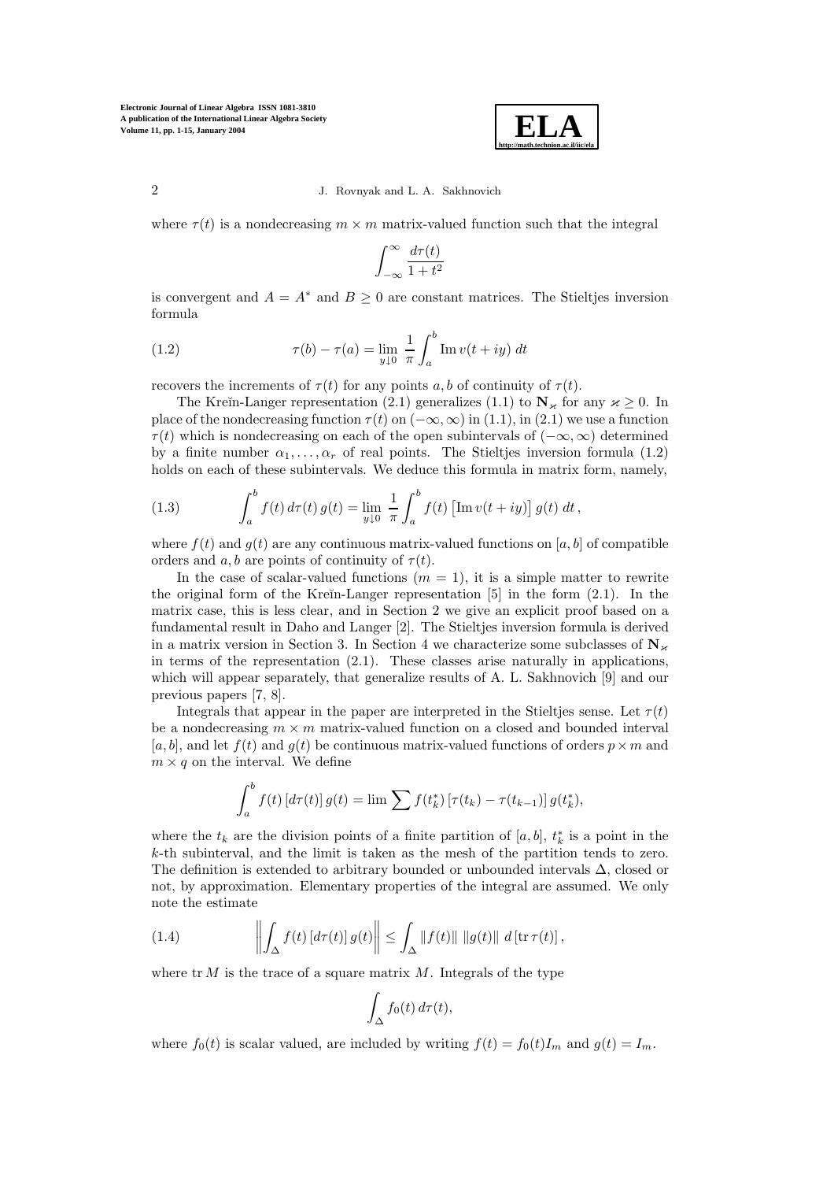where $\tau(t)$ is a nondecreasing $m \times m$ matrix-valued function such that the integral

$$\int_{-\infty}^{\infty} \frac{d\tau(t)}{1+t^2}$$

is convergent and $A = A^*$ and $B \geq 0$ are constant matrices. The Stieltjes inversion formula

$$\tau(b) - \tau(a) = \lim_{y \downarrow 0} \frac{1}{\pi} \int_a^b \operatorname{Im} v(t+iy)\, dt \tag{1.2}$$

recovers the increments of $\tau(t)$ for any points $a, b$ of continuity of $\tau(t)$.

The Kreĭn-Langer representation (2.1) generalizes (1.1) to $\mathbf{N}_\varkappa$ for any $\varkappa \geq 0$. In place of the nondecreasing function $\tau(t)$ on $(-\infty, \infty)$ in (1.1), in (2.1) we use a function $\tau(t)$ which is nondecreasing on each of the open subintervals of $(-\infty, \infty)$ determined by a finite number $\alpha_1, \ldots, \alpha_r$ of real points. The Stieltjes inversion formula (1.2) holds on each of these subintervals. We deduce this formula in matrix form, namely,

$$\int_a^b f(t)\, d\tau(t)\, g(t) = \lim_{y \downarrow 0} \frac{1}{\pi} \int_a^b f(t) \left[\operatorname{Im} v(t+iy)\right] g(t)\, dt\,, \tag{1.3}$$

where $f(t)$ and $g(t)$ are any continuous matrix-valued functions on $[a, b]$ of compatible orders and $a, b$ are points of continuity of $\tau(t)$.

In the case of scalar-valued functions ($m = 1$), it is a simple matter to rewrite the original form of the Kreĭn-Langer representation [5] in the form (2.1). In the matrix case, this is less clear, and in Section 2 we give an explicit proof based on a fundamental result in Daho and Langer [2]. The Stieltjes inversion formula is derived in a matrix version in Section 3. In Section 4 we characterize some subclasses of $\mathbf{N}_\varkappa$ in terms of the representation (2.1). These classes arise naturally in applications, which will appear separately, that generalize results of A. L. Sakhnovich [9] and our previous papers [7, 8].

Integrals that appear in the paper are interpreted in the Stieltjes sense. Let $\tau(t)$ be a nondecreasing $m \times m$ matrix-valued function on a closed and bounded interval $[a, b]$, and let $f(t)$ and $g(t)$ be continuous matrix-valued functions of orders $p \times m$ and $m \times q$ on the interval. We define

$$\int_a^b f(t)\, [d\tau(t)]\, g(t) = \lim \sum f(t_k^*)\, [\tau(t_k) - \tau(t_{k-1})]\, g(t_k^*),$$

where the $t_k$ are the division points of a finite partition of $[a, b]$, $t_k^*$ is a point in the $k$-th subinterval, and the limit is taken as the mesh of the partition tends to zero. The definition is extended to arbitrary bounded or unbounded intervals $\Delta$, closed or not, by approximation. Elementary properties of the integral are assumed. We only note the estimate

$$\left\| \int_\Delta f(t)\, [d\tau(t)]\, g(t) \right\| \leq \int_\Delta \|f(t)\|\ \|g(t)\|\ d\left[\operatorname{tr} \tau(t)\right], \tag{1.4}$$

where $\operatorname{tr} M$ is the trace of a square matrix $M$. Integrals of the type

$$\int_\Delta f_0(t)\, d\tau(t),$$

where $f_0(t)$ is scalar valued, are included by writing $f(t) = f_0(t) I_m$ and $g(t) = I_m$.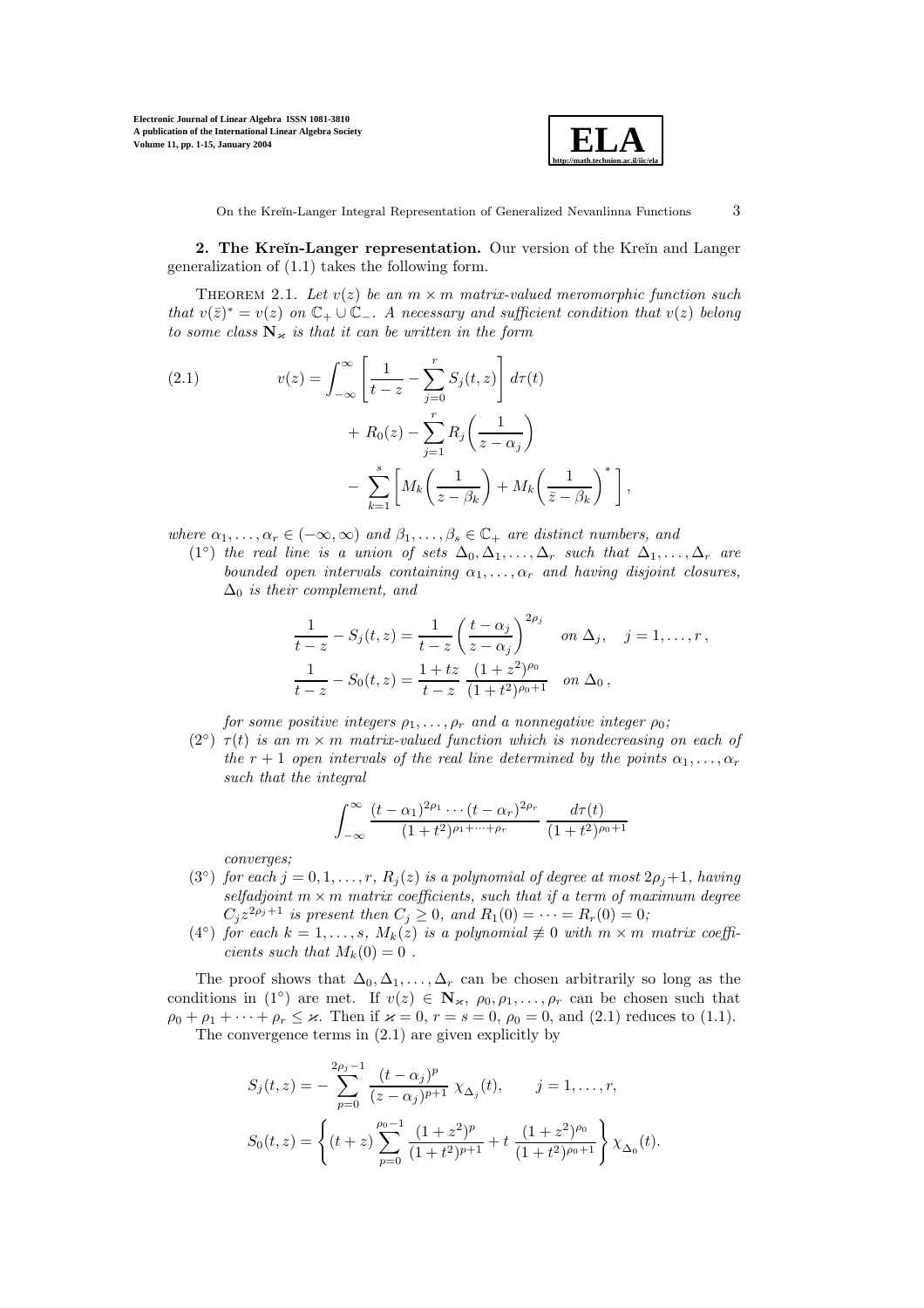**2. The Kreĭn-Langer representation.** Our version of the Kreĭn and Langer generalization of (1.1) takes the following form.

THEOREM 2.1. *Let $v(z)$ be an $m \times m$ matrix-valued meromorphic function such that $v(\bar{z})^* = v(z)$ on $\mathbb{C}_+ \cup \mathbb{C}_-$. A necessary and sufficient condition that $v(z)$ belong to some class $\mathbf{N}_\varkappa$ is that it can be written in the form*

$$
\begin{aligned}
v(z) = &\int_{-\infty}^{\infty} \left[ \frac{1}{t-z} - \sum_{j=0}^{r} S_j(t,z) \right] d\tau(t) \\
&+ R_0(z) - \sum_{j=1}^{r} R_j\left(\frac{1}{z-\alpha_j}\right) \\
&- \sum_{k=1}^{s} \left[ M_k\left(\frac{1}{z-\beta_k}\right) + M_k\left(\frac{1}{\bar{z}-\beta_k}\right)^* \right],
\end{aligned} \tag{2.1}
$$

*where $\alpha_1, \ldots, \alpha_r \in (-\infty, \infty)$ and $\beta_1, \ldots, \beta_s \in \mathbb{C}_+$ are distinct numbers, and*

($1^\circ$) *the real line is a union of sets $\Delta_0, \Delta_1, \ldots, \Delta_r$ such that $\Delta_1, \ldots, \Delta_r$ are bounded open intervals containing $\alpha_1, \ldots, \alpha_r$ and having disjoint closures, $\Delta_0$ is their complement, and*

$$
\frac{1}{t-z} - S_j(t,z) = \frac{1}{t-z} \left( \frac{t-\alpha_j}{z-\alpha_j} \right)^{2\rho_j} \quad \text{on } \Delta_j, \quad j = 1, \ldots, r,
$$

$$
\frac{1}{t-z} - S_0(t,z) = \frac{1+tz}{t-z} \, \frac{(1+z^2)^{\rho_0}}{(1+t^2)^{\rho_0+1}} \quad \text{on } \Delta_0,
$$

*for some positive integers $\rho_1, \ldots, \rho_r$ and a nonnegative integer $\rho_0$;*

($2^\circ$) *$\tau(t)$ is an $m \times m$ matrix-valued function which is nondecreasing on each of the $r+1$ open intervals of the real line determined by the points $\alpha_1, \ldots, \alpha_r$ such that the integral*

$$
\int_{-\infty}^{\infty} \frac{(t-\alpha_1)^{2\rho_1} \cdots (t-\alpha_r)^{2\rho_r}}{(1+t^2)^{\rho_1+\cdots+\rho_r}} \, \frac{d\tau(t)}{(1+t^2)^{\rho_0+1}}
$$

*converges;*

($3^\circ$) *for each $j = 0, 1, \ldots, r$, $R_j(z)$ is a polynomial of degree at most $2\rho_j+1$, having selfadjoint $m \times m$ matrix coefficients, such that if a term of maximum degree $C_j z^{2\rho_j+1}$ is present then $C_j \geq 0$, and $R_1(0) = \cdots = R_r(0) = 0$;*

($4^\circ$) *for each $k = 1, \ldots, s$, $M_k(z)$ is a polynomial $\not\equiv 0$ with $m \times m$ matrix coefficients such that $M_k(0) = 0$ .*

The proof shows that $\Delta_0, \Delta_1, \ldots, \Delta_r$ can be chosen arbitrarily so long as the conditions in ($1^\circ$) are met. If $v(z) \in \mathbf{N}_\varkappa$, $\rho_0, \rho_1, \ldots, \rho_r$ can be chosen such that $\rho_0 + \rho_1 + \cdots + \rho_r \leq \varkappa$. Then if $\varkappa = 0$, $r = s = 0$, $\rho_0 = 0$, and (2.1) reduces to (1.1).

The convergence terms in (2.1) are given explicitly by

$$
S_j(t,z) = -\sum_{p=0}^{2\rho_j - 1} \frac{(t-\alpha_j)^p}{(z-\alpha_j)^{p+1}} \, \chi_{\Delta_j}(t), \qquad j = 1, \ldots, r,
$$

$$
S_0(t,z) = \left\{ (t+z) \sum_{p=0}^{\rho_0 - 1} \frac{(1+z^2)^p}{(1+t^2)^{p+1}} + t \, \frac{(1+z^2)^{\rho_0}}{(1+t^2)^{\rho_0+1}} \right\} \chi_{\Delta_0}(t).
$$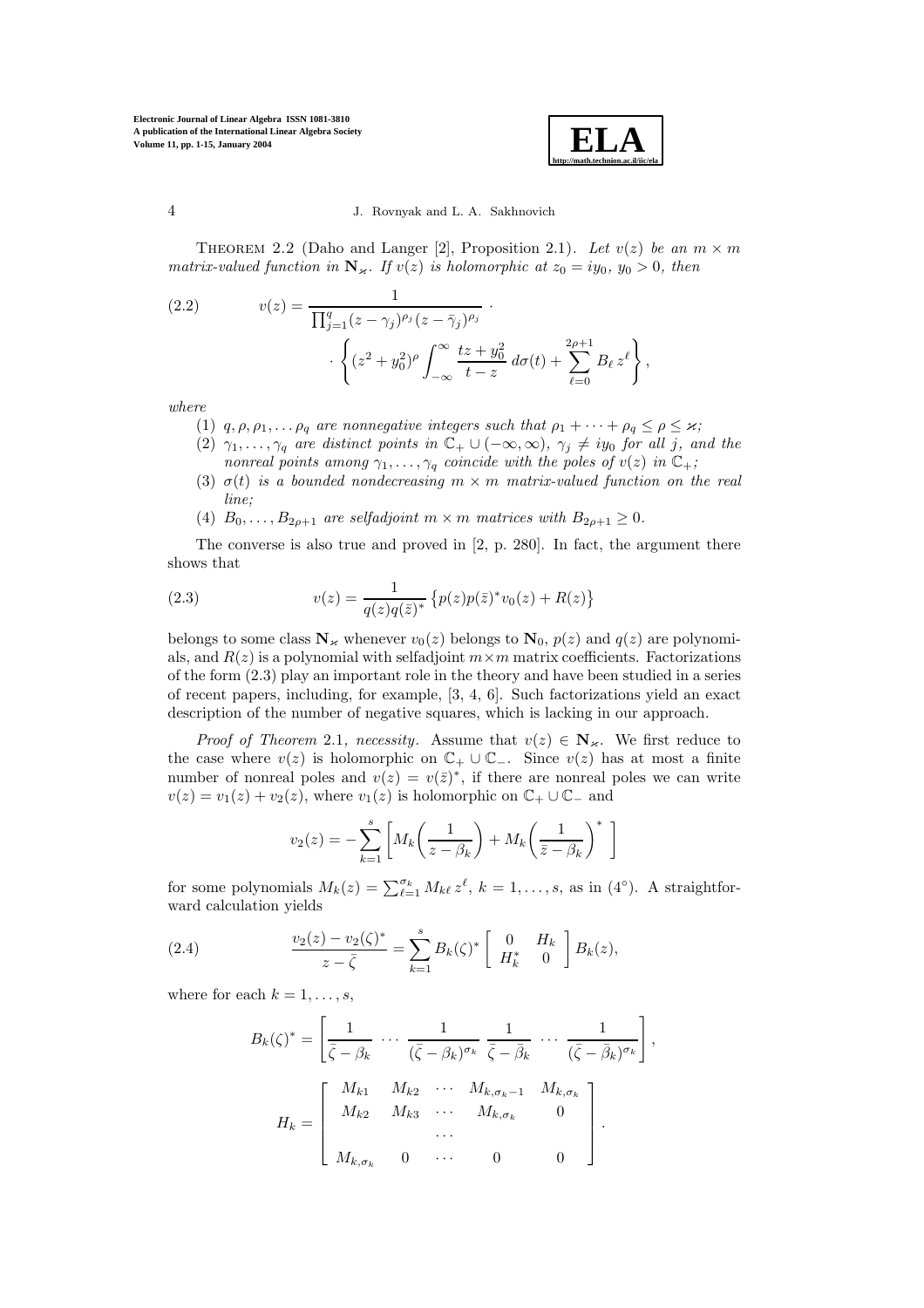THEOREM 2.2 (Daho and Langer [2], Proposition 2.1). *Let $v(z)$ be an $m \times m$ matrix-valued function in $\mathbf{N}_\varkappa$. If $v(z)$ is holomorphic at $z_0 = iy_0$, $y_0 > 0$, then*

$$
(2.2) \qquad v(z) = \frac{1}{\prod_{j=1}^{q}(z-\gamma_j)^{\rho_j}(z-\bar{\gamma}_j)^{\rho_j}} \cdot \\
\cdot \left\{ (z^2+y_0^2)^\rho \int_{-\infty}^{\infty} \frac{tz+y_0^2}{t-z}\, d\sigma(t) + \sum_{\ell=0}^{2\rho+1} B_\ell\, z^\ell \right\},
$$

*where*

(1) *$q, \rho, \rho_1, \dots \rho_q$ are nonnegative integers such that $\rho_1 + \cdots + \rho_q \le \rho \le \varkappa$;*
(2) *$\gamma_1, \dots, \gamma_q$ are distinct points in $\mathbb{C}_+ \cup (-\infty, \infty)$, $\gamma_j \ne iy_0$ for all $j$, and the nonreal points among $\gamma_1, \dots, \gamma_q$ coincide with the poles of $v(z)$ in $\mathbb{C}_+$;*
(3) *$\sigma(t)$ is a bounded nondecreasing $m \times m$ matrix-valued function on the real line;*
(4) *$B_0, \dots, B_{2\rho+1}$ are selfadjoint $m \times m$ matrices with $B_{2\rho+1} \ge 0$.*

The converse is also true and proved in [2, p. 280]. In fact, the argument there shows that

$$
(2.3) \qquad v(z) = \frac{1}{q(z)q(\bar{z})^*} \left\{ p(z)p(\bar{z})^* v_0(z) + R(z) \right\}
$$

belongs to some class $\mathbf{N}_\varkappa$ whenever $v_0(z)$ belongs to $\mathbf{N}_0$, $p(z)$ and $q(z)$ are polynomials, and $R(z)$ is a polynomial with selfadjoint $m \times m$ matrix coefficients. Factorizations of the form (2.3) play an important role in the theory and have been studied in a series of recent papers, including, for example, [3, 4, 6]. Such factorizations yield an exact description of the number of negative squares, which is lacking in our approach.

*Proof of Theorem* 2.1*, necessity.* Assume that $v(z) \in \mathbf{N}_\varkappa$. We first reduce to the case where $v(z)$ is holomorphic on $\mathbb{C}_+ \cup \mathbb{C}_-$. Since $v(z)$ has at most a finite number of nonreal poles and $v(z) = v(\bar{z})^*$, if there are nonreal poles we can write $v(z) = v_1(z) + v_2(z)$, where $v_1(z)$ is holomorphic on $\mathbb{C}_+ \cup \mathbb{C}_-$ and

$$
v_2(z) = -\sum_{k=1}^{s} \left[ M_k\!\left(\frac{1}{z-\beta_k}\right) + M_k\!\left(\frac{1}{\bar{z}-\beta_k}\right)^* \right]
$$

for some polynomials $M_k(z) = \sum_{\ell=1}^{\sigma_k} M_{k\ell}\, z^\ell$, $k = 1, \dots, s$, as in (4°). A straightforward calculation yields

$$
(2.4) \qquad \frac{v_2(z) - v_2(\zeta)^*}{z - \bar{\zeta}} = \sum_{k=1}^{s} B_k(\zeta)^* \begin{bmatrix} 0 & H_k \\ H_k^* & 0 \end{bmatrix} B_k(z),
$$

where for each $k = 1, \dots, s$,

$$
B_k(\zeta)^* = \begin{bmatrix} \dfrac{1}{\bar{\zeta}-\beta_k} & \cdots & \dfrac{1}{(\bar{\zeta}-\beta_k)^{\sigma_k}} & \dfrac{1}{\bar{\zeta}-\bar{\beta}_k} & \cdots & \dfrac{1}{(\bar{\zeta}-\bar{\beta}_k)^{\sigma_k}} \end{bmatrix},
$$

$$
H_k = \begin{bmatrix} M_{k1} & M_{k2} & \cdots & M_{k,\sigma_k-1} & M_{k,\sigma_k} \\ M_{k2} & M_{k3} & \cdots & M_{k,\sigma_k} & 0 \\ & & \cdots & & \\ M_{k,\sigma_k} & 0 & \cdots & 0 & 0 \end{bmatrix}.
$$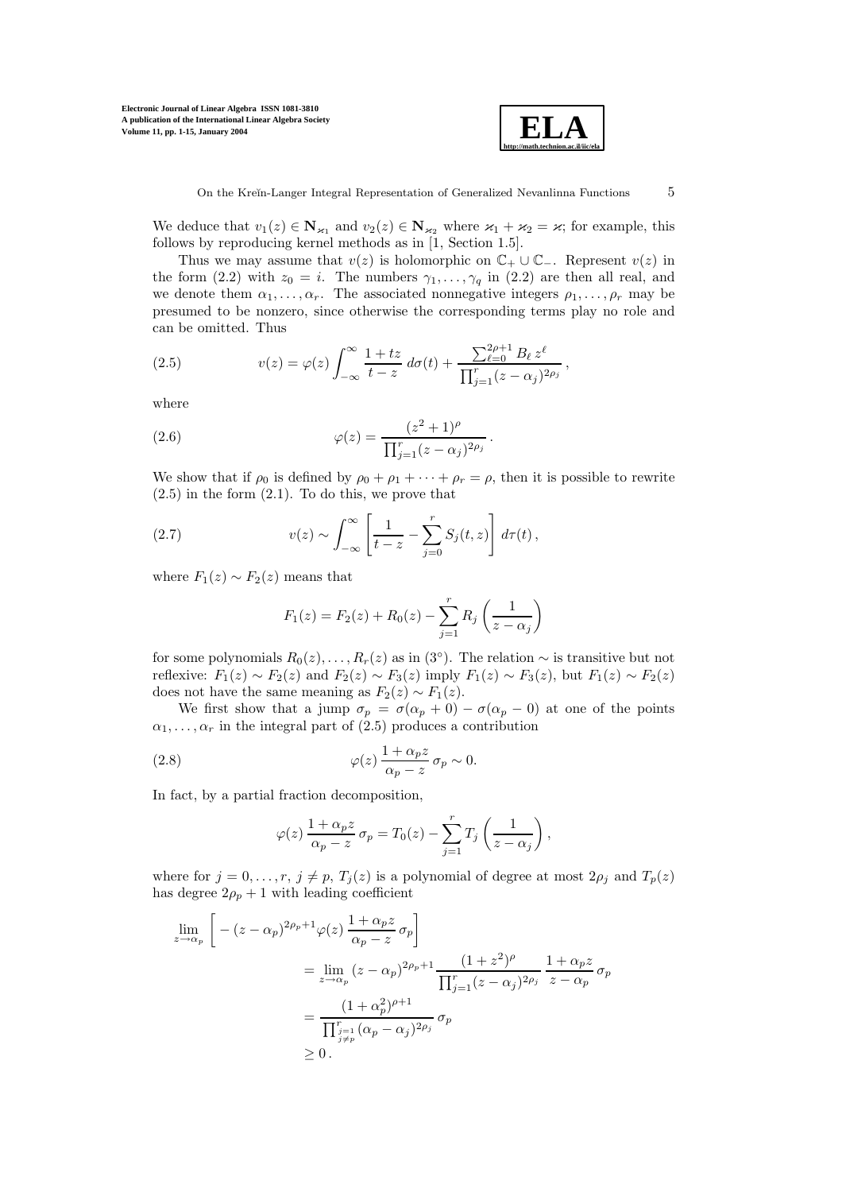We deduce that $v_1(z) \in \mathbf{N}_{\varkappa_1}$ and $v_2(z) \in \mathbf{N}_{\varkappa_2}$ where $\varkappa_1 + \varkappa_2 = \varkappa$; for example, this follows by reproducing kernel methods as in [1, Section 1.5].

Thus we may assume that $v(z)$ is holomorphic on $\mathbb{C}_+ \cup \mathbb{C}_-$. Represent $v(z)$ in the form (2.2) with $z_0 = i$. The numbers $\gamma_1, \ldots, \gamma_q$ in (2.2) are then all real, and we denote them $\alpha_1, \ldots, \alpha_r$. The associated nonnegative integers $\rho_1, \ldots, \rho_r$ may be presumed to be nonzero, since otherwise the corresponding terms play no role and can be omitted. Thus

$$v(z) = \varphi(z) \int_{-\infty}^{\infty} \frac{1 + tz}{t - z} \, d\sigma(t) + \frac{\sum_{\ell=0}^{2\rho+1} B_\ell \, z^\ell}{\prod_{j=1}^{r} (z - \alpha_j)^{2\rho_j}} \,, \tag{2.5}$$

where

$$\varphi(z) = \frac{(z^2 + 1)^\rho}{\prod_{j=1}^{r} (z - \alpha_j)^{2\rho_j}} \,. \tag{2.6}$$

We show that if $\rho_0$ is defined by $\rho_0 + \rho_1 + \cdots + \rho_r = \rho$, then it is possible to rewrite (2.5) in the form (2.1). To do this, we prove that

$$v(z) \sim \int_{-\infty}^{\infty} \left[ \frac{1}{t - z} - \sum_{j=0}^{r} S_j(t, z) \right] d\tau(t) \,, \tag{2.7}$$

where $F_1(z) \sim F_2(z)$ means that

$$F_1(z) = F_2(z) + R_0(z) - \sum_{j=1}^{r} R_j \left( \frac{1}{z - \alpha_j} \right)$$

for some polynomials $R_0(z), \ldots, R_r(z)$ as in (3°). The relation $\sim$ is transitive but not reflexive: $F_1(z) \sim F_2(z)$ and $F_2(z) \sim F_3(z)$ imply $F_1(z) \sim F_3(z)$, but $F_1(z) \sim F_2(z)$ does not have the same meaning as $F_2(z) \sim F_1(z)$.

We first show that a jump $\sigma_p = \sigma(\alpha_p + 0) - \sigma(\alpha_p - 0)$ at one of the points $\alpha_1, \ldots, \alpha_r$ in the integral part of (2.5) produces a contribution

$$\varphi(z) \, \frac{1 + \alpha_p z}{\alpha_p - z} \, \sigma_p \sim 0. \tag{2.8}$$

In fact, by a partial fraction decomposition,

$$\varphi(z) \, \frac{1 + \alpha_p z}{\alpha_p - z} \, \sigma_p = T_0(z) - \sum_{j=1}^{r} T_j \left( \frac{1}{z - \alpha_j} \right),$$

where for $j = 0, \ldots, r$, $j \neq p$, $T_j(z)$ is a polynomial of degree at most $2\rho_j$ and $T_p(z)$ has degree $2\rho_p + 1$ with leading coefficient

$$\begin{aligned}
\lim_{z \to \alpha_p} & \left[ -(z - \alpha_p)^{2\rho_p + 1} \varphi(z) \, \frac{1 + \alpha_p z}{\alpha_p - z} \, \sigma_p \right] \\
&= \lim_{z \to \alpha_p} (z - \alpha_p)^{2\rho_p + 1} \frac{(1 + z^2)^\rho}{\prod_{j=1}^{r} (z - \alpha_j)^{2\rho_j}} \, \frac{1 + \alpha_p z}{z - \alpha_p} \, \sigma_p \\
&= \frac{(1 + \alpha_p^2)^{\rho + 1}}{\prod_{\substack{j=1 \\ j \neq p}}^{r} (\alpha_p - \alpha_j)^{2\rho_j}} \, \sigma_p \\
&\geq 0 \,.
\end{aligned}$$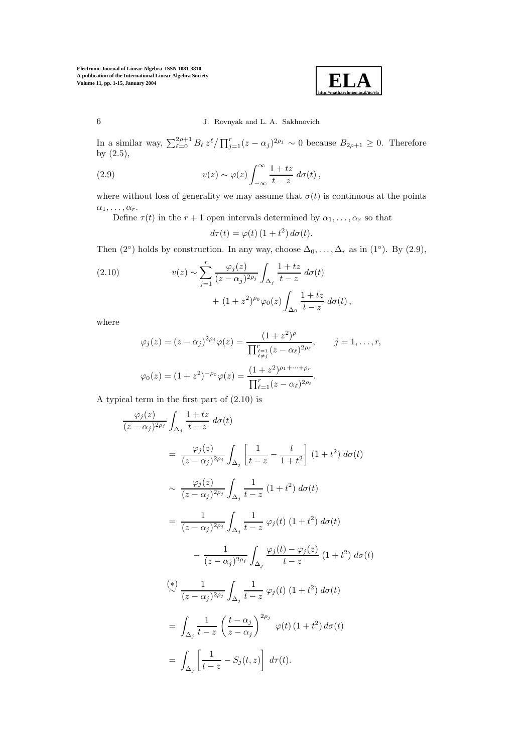In a similar way, $\sum_{\ell=0}^{2\rho+1} B_\ell \, z^\ell / \prod_{j=1}^{r}(z-\alpha_j)^{2\rho_j} \sim 0$ because $B_{2\rho+1} \geq 0$. Therefore by (2.5),

$$
v(z) \sim \varphi(z) \int_{-\infty}^{\infty} \frac{1+tz}{t-z}\, d\sigma(t)\,, \tag{2.9}
$$

where without loss of generality we may assume that $\sigma(t)$ is continuous at the points $\alpha_1, \ldots, \alpha_r$.

Define $\tau(t)$ in the $r+1$ open intervals determined by $\alpha_1, \ldots, \alpha_r$ so that

$$
d\tau(t) = \varphi(t)\,(1+t^2)\, d\sigma(t).
$$

Then (2°) holds by construction. In any way, choose $\Delta_0, \ldots, \Delta_r$ as in (1°). By (2.9),

$$
\begin{aligned}
v(z) \sim \sum_{j=1}^{r} \frac{\varphi_j(z)}{(z-\alpha_j)^{2\rho_j}} \int_{\Delta_j} \frac{1+tz}{t-z}\, d\sigma(t) \\
+ \,(1+z^2)^{\rho_0} \varphi_0(z) \int_{\Delta_0} \frac{1+tz}{t-z}\, d\sigma(t)\,,
\end{aligned} \tag{2.10}
$$

where

$$
\varphi_j(z) = (z-\alpha_j)^{2\rho_j}\varphi(z) = \frac{(1+z^2)^{\rho}}{\prod_{\substack{\ell=1 \\ \ell \neq j}}^{r}(z-\alpha_\ell)^{2\rho_\ell}}, \qquad j = 1, \ldots, r,
$$

$$
\varphi_0(z) = (1+z^2)^{-\rho_0}\varphi(z) = \frac{(1+z^2)^{\rho_1+\cdots+\rho_r}}{\prod_{\ell=1}^{r}(z-\alpha_\ell)^{2\rho_\ell}}.
$$

A typical term in the first part of (2.10) is

$$
\begin{aligned}
&\frac{\varphi_j(z)}{(z-\alpha_j)^{2\rho_j}} \int_{\Delta_j} \frac{1+tz}{t-z}\, d\sigma(t) \\
&\quad = \frac{\varphi_j(z)}{(z-\alpha_j)^{2\rho_j}} \int_{\Delta_j} \left[\frac{1}{t-z} - \frac{t}{1+t^2}\right] (1+t^2)\, d\sigma(t) \\
&\quad \sim \frac{\varphi_j(z)}{(z-\alpha_j)^{2\rho_j}} \int_{\Delta_j} \frac{1}{t-z}\, (1+t^2)\, d\sigma(t) \\
&\quad = \frac{1}{(z-\alpha_j)^{2\rho_j}} \int_{\Delta_j} \frac{1}{t-z}\, \varphi_j(t)\, (1+t^2)\, d\sigma(t) \\
&\qquad\qquad - \frac{1}{(z-\alpha_j)^{2\rho_j}} \int_{\Delta_j} \frac{\varphi_j(t)-\varphi_j(z)}{t-z}\, (1+t^2)\, d\sigma(t) \\
&\quad \overset{(*)}{\sim} \frac{1}{(z-\alpha_j)^{2\rho_j}} \int_{\Delta_j} \frac{1}{t-z}\, \varphi_j(t)\, (1+t^2)\, d\sigma(t) \\
&\quad = \int_{\Delta_j} \frac{1}{t-z} \left(\frac{t-\alpha_j}{z-\alpha_j}\right)^{2\rho_j} \varphi(t)\,(1+t^2)\, d\sigma(t) \\
&\quad = \int_{\Delta_j} \left[\frac{1}{t-z} - S_j(t,z)\right] d\tau(t).
\end{aligned}
$$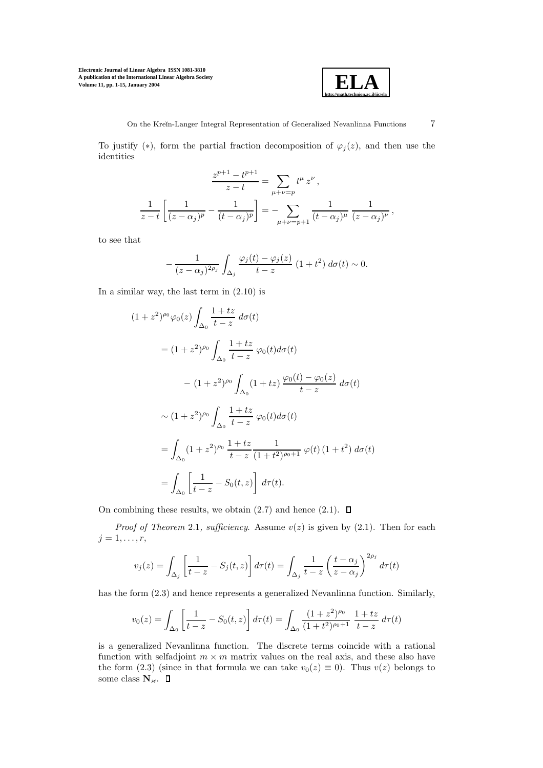To justify (∗), form the partial fraction decomposition of $\varphi_j(z)$, and then use the identities

$$\frac{z^{p+1} - t^{p+1}}{z - t} = \sum_{\mu+\nu=p} t^\mu \, z^\nu \, ,$$

$$\frac{1}{z-t}\left[\frac{1}{(z-\alpha_j)^p} - \frac{1}{(t-\alpha_j)^p}\right] = -\sum_{\mu+\nu=p+1} \frac{1}{(t-\alpha_j)^\mu} \, \frac{1}{(z-\alpha_j)^\nu} \, ,$$

to see that

$$-\frac{1}{(z-\alpha_j)^{2\rho_j}} \int_{\Delta_j} \frac{\varphi_j(t) - \varphi_j(z)}{t - z} \, (1+t^2) \, d\sigma(t) \sim 0.$$

In a similar way, the last term in (2.10) is

$$\begin{aligned}
(1+z^2)^{\rho_0} \varphi_0(z) & \int_{\Delta_0} \frac{1+tz}{t-z} \, d\sigma(t) \\
&= (1+z^2)^{\rho_0} \int_{\Delta_0} \frac{1+tz}{t-z} \, \varphi_0(t) d\sigma(t) \\
&\qquad - (1+z^2)^{\rho_0} \int_{\Delta_0} (1+tz) \, \frac{\varphi_0(t) - \varphi_0(z)}{t-z} \, d\sigma(t) \\
&\sim (1+z^2)^{\rho_0} \int_{\Delta_0} \frac{1+tz}{t-z} \, \varphi_0(t) d\sigma(t) \\
&= \int_{\Delta_0} (1+z^2)^{\rho_0} \, \frac{1+tz}{t-z} \frac{1}{(1+t^2)^{\rho_0+1}} \, \varphi(t) \, (1+t^2) \, d\sigma(t) \\
&= \int_{\Delta_0} \left[\frac{1}{t-z} - S_0(t,z)\right] \, d\tau(t).
\end{aligned}$$

On combining these results, we obtain (2.7) and hence (2.1). ◻

*Proof of Theorem* 2.1*, sufficiency.* Assume $v(z)$ is given by (2.1). Then for each $j = 1, \ldots, r$,

$$v_j(z) = \int_{\Delta_j} \left[\frac{1}{t-z} - S_j(t,z)\right] d\tau(t) = \int_{\Delta_j} \frac{1}{t-z} \left(\frac{t-\alpha_j}{z-\alpha_j}\right)^{2\rho_j} \, d\tau(t)$$

has the form (2.3) and hence represents a generalized Nevanlinna function. Similarly,

$$v_0(z) = \int_{\Delta_0} \left[\frac{1}{t-z} - S_0(t,z)\right] d\tau(t) = \int_{\Delta_0} \frac{(1+z^2)^{\rho_0}}{(1+t^2)^{\rho_0+1}} \, \frac{1+tz}{t-z} \, d\tau(t)$$

is a generalized Nevanlinna function. The discrete terms coincide with a rational function with selfadjoint $m \times m$ matrix values on the real axis, and these also have the form (2.3) (since in that formula we can take $v_0(z) \equiv 0$). Thus $v(z)$ belongs to some class $\mathbf{N}_\varkappa$. ◻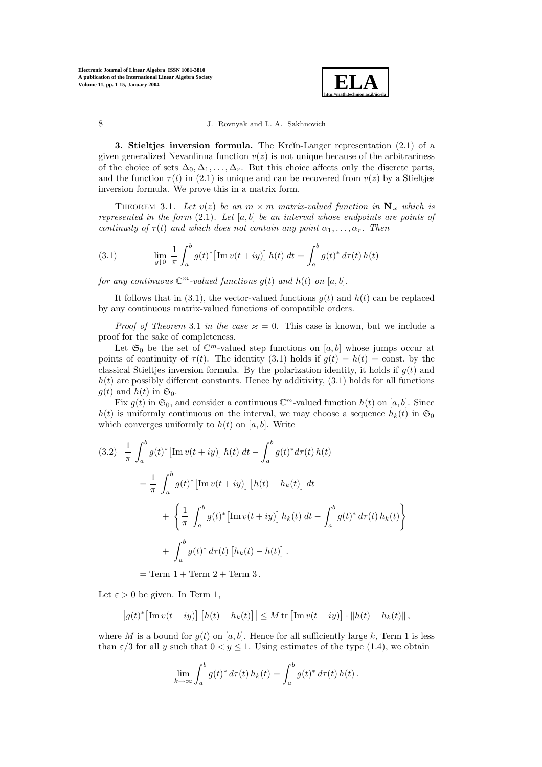**3. Stieltjes inversion formula.** The Kreĭn-Langer representation (2.1) of a given generalized Nevanlinna function $v(z)$ is not unique because of the arbitrariness of the choice of sets $\Delta_0, \Delta_1, \ldots, \Delta_r$. But this choice affects only the discrete parts, and the function $\tau(t)$ in (2.1) is unique and can be recovered from $v(z)$ by a Stieltjes inversion formula. We prove this in a matrix form.

THEOREM 3.1. *Let $v(z)$ be an $m \times m$ matrix-valued function in $\mathbf{N}_\varkappa$ which is represented in the form (2.1). Let $[a, b]$ be an interval whose endpoints are points of continuity of $\tau(t)$ and which does not contain any point $\alpha_1, \ldots, \alpha_r$. Then*

$$
\lim_{y \downarrow 0} \frac{1}{\pi} \int_a^b g(t)^* \big[\operatorname{Im} v(t+iy)\big]\, h(t)\, dt = \int_a^b g(t)^*\, d\tau(t)\, h(t) \tag{3.1}
$$

*for any continuous $\mathbb{C}^m$-valued functions $g(t)$ and $h(t)$ on $[a, b]$.*

It follows that in (3.1), the vector-valued functions $g(t)$ and $h(t)$ can be replaced by any continuous matrix-valued functions of compatible orders.

*Proof of Theorem* 3.1 *in the case $\varkappa = 0$.* This case is known, but we include a proof for the sake of completeness.

Let $\mathfrak{S}_0$ be the set of $\mathbb{C}^m$-valued step functions on $[a, b]$ whose jumps occur at points of continuity of $\tau(t)$. The identity (3.1) holds if $g(t) = h(t) = \text{const.}$ by the classical Stieltjes inversion formula. By the polarization identity, it holds if $g(t)$ and $h(t)$ are possibly different constants. Hence by additivity, (3.1) holds for all functions $g(t)$ and $h(t)$ in $\mathfrak{S}_0$.

Fix $g(t)$ in $\mathfrak{S}_0$, and consider a continuous $\mathbb{C}^m$-valued function $h(t)$ on $[a, b]$. Since $h(t)$ is uniformly continuous on the interval, we may choose a sequence $h_k(t)$ in $\mathfrak{S}_0$ which converges uniformly to $h(t)$ on $[a, b]$. Write

$$
\begin{aligned}
(3.2)\quad & \frac{1}{\pi} \int_a^b g(t)^* \big[\operatorname{Im} v(t+iy)\big]\, h(t)\, dt - \int_a^b g(t)^* d\tau(t)\, h(t) \\
&= \frac{1}{\pi} \int_a^b g(t)^* \big[\operatorname{Im} v(t+iy)\big] \big[h(t) - h_k(t)\big]\, dt \\
&\quad + \left\{ \frac{1}{\pi} \int_a^b g(t)^* \big[\operatorname{Im} v(t+iy)\big]\, h_k(t)\, dt - \int_a^b g(t)^*\, d\tau(t)\, h_k(t) \right\} \\
&\quad + \int_a^b g(t)^*\, d\tau(t) \big[h_k(t) - h(t)\big]. \\
&= \text{Term } 1 + \text{Term } 2 + \text{Term } 3 .
\end{aligned}
$$

Let $\varepsilon > 0$ be given. In Term 1,

$$
\big| g(t)^* \big[\operatorname{Im} v(t+iy)\big] \big[h(t) - h_k(t)\big] \big| \le M \operatorname{tr} \big[\operatorname{Im} v(t+iy)\big] \cdot \|h(t) - h_k(t)\|,
$$

where $M$ is a bound for $g(t)$ on $[a, b]$. Hence for all sufficiently large $k$, Term 1 is less than $\varepsilon/3$ for all $y$ such that $0 < y \le 1$. Using estimates of the type (1.4), we obtain

$$
\lim_{k \to \infty} \int_a^b g(t)^*\, d\tau(t)\, h_k(t) = \int_a^b g(t)^*\, d\tau(t)\, h(t).
$$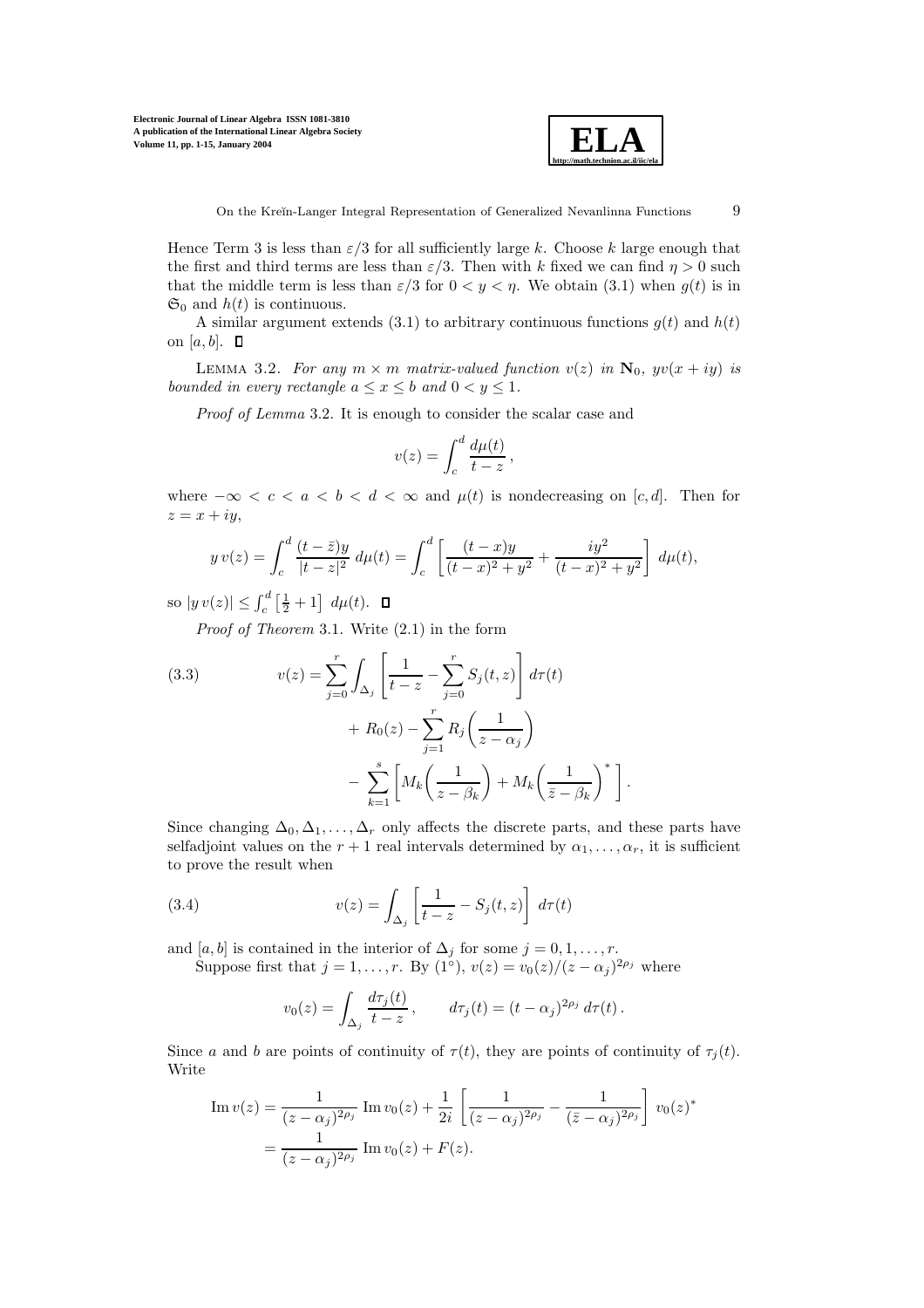Hence Term 3 is less than $\varepsilon/3$ for all sufficiently large $k$. Choose $k$ large enough that the first and third terms are less than $\varepsilon/3$. Then with $k$ fixed we can find $\eta > 0$ such that the middle term is less than $\varepsilon/3$ for $0 < y < \eta$. We obtain (3.1) when $g(t)$ is in $\mathfrak{S}_0$ and $h(t)$ is continuous.

A similar argument extends (3.1) to arbitrary continuous functions $g(t)$ and $h(t)$ on $[a, b]$. $\square$

LEMMA 3.2. *For any $m \times m$ matrix-valued function $v(z)$ in $\mathbf{N}_0$, $yv(x + iy)$ is bounded in every rectangle $a \leq x \leq b$ and $0 < y \leq 1$.*

*Proof of Lemma* 3.2. It is enough to consider the scalar case and

$$v(z) = \int_c^d \frac{d\mu(t)}{t - z},$$

where $-\infty < c < a < b < d < \infty$ and $\mu(t)$ is nondecreasing on $[c, d]$. Then for $z = x + iy$,

$$y\, v(z) = \int_c^d \frac{(t - \bar{z})y}{|t - z|^2}\, d\mu(t) = \int_c^d \left[ \frac{(t - x)y}{(t - x)^2 + y^2} + \frac{iy^2}{(t - x)^2 + y^2} \right] d\mu(t),$$

so $|y\, v(z)| \leq \int_c^d \left[ \frac{1}{2} + 1 \right] d\mu(t)$. $\square$

*Proof of Theorem* 3.1. Write (2.1) in the form

$$\begin{aligned}
v(z) = \sum_{j=0}^{r} \int_{\Delta_j} &\left[ \frac{1}{t - z} - \sum_{j=0}^{r} S_j(t, z) \right] d\tau(t) \\
&+ R_0(z) - \sum_{j=1}^{r} R_j\left( \frac{1}{z - \alpha_j} \right) \\
&- \sum_{k=1}^{s} \left[ M_k\left( \frac{1}{z - \beta_k} \right) + M_k\left( \frac{1}{\bar{z} - \beta_k} \right)^* \right].
\end{aligned} \tag{3.3}$$

Since changing $\Delta_0, \Delta_1, \ldots, \Delta_r$ only affects the discrete parts, and these parts have selfadjoint values on the $r + 1$ real intervals determined by $\alpha_1, \ldots, \alpha_r$, it is sufficient to prove the result when

$$v(z) = \int_{\Delta_j} \left[ \frac{1}{t - z} - S_j(t, z) \right] d\tau(t) \tag{3.4}$$

and $[a, b]$ is contained in the interior of $\Delta_j$ for some $j = 0, 1, \ldots, r$.

Suppose first that $j = 1, \ldots, r$. By ($1^\circ$), $v(z) = v_0(z)/(z - \alpha_j)^{2\rho_j}$ where

$$v_0(z) = \int_{\Delta_j} \frac{d\tau_j(t)}{t - z}, \qquad d\tau_j(t) = (t - \alpha_j)^{2\rho_j}\, d\tau(t).$$

Since $a$ and $b$ are points of continuity of $\tau(t)$, they are points of continuity of $\tau_j(t)$. Write

$$\begin{aligned}
\operatorname{Im} v(z) &= \frac{1}{(z - \alpha_j)^{2\rho_j}} \operatorname{Im} v_0(z) + \frac{1}{2i} \left[ \frac{1}{(z - \alpha_j)^{2\rho_j}} - \frac{1}{(\bar{z} - \alpha_j)^{2\rho_j}} \right] v_0(z)^* \\
&= \frac{1}{(z - \alpha_j)^{2\rho_j}} \operatorname{Im} v_0(z) + F(z).
\end{aligned}$$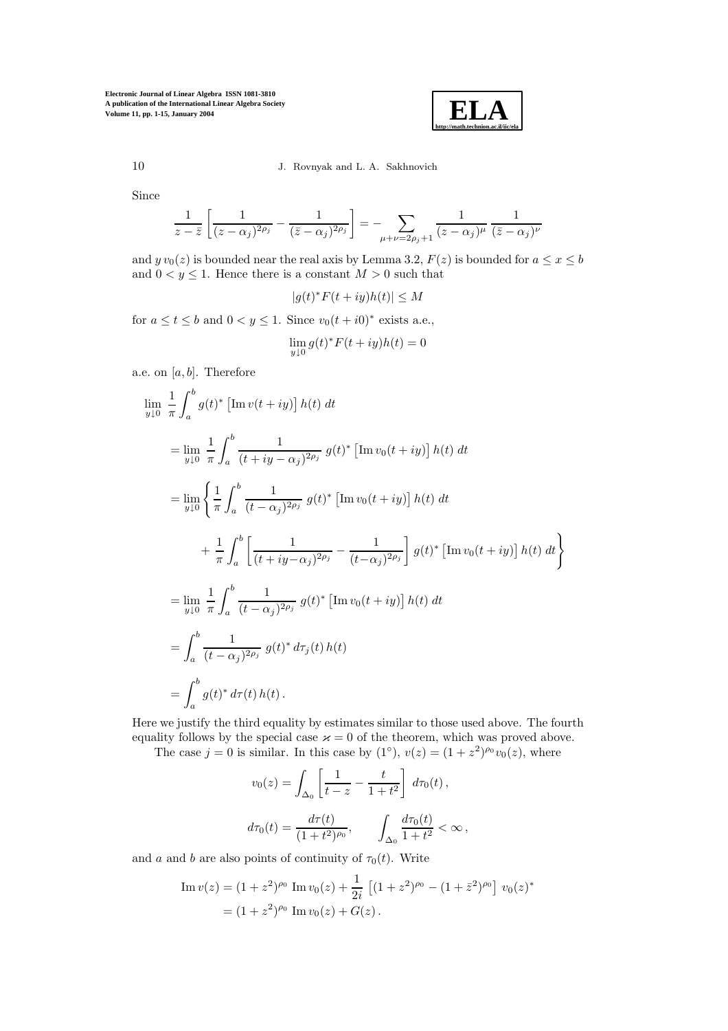Since

$$\frac{1}{z-\bar{z}}\left[\frac{1}{(z-\alpha_j)^{2\rho_j}}-\frac{1}{(\bar{z}-\alpha_j)^{2\rho_j}}\right]=-\sum_{\mu+\nu=2\rho_j+1}\frac{1}{(z-\alpha_j)^{\mu}}\,\frac{1}{(\bar{z}-\alpha_j)^{\nu}}$$

and $y\,v_0(z)$ is bounded near the real axis by Lemma 3.2, $F(z)$ is bounded for $a\le x\le b$ and $0<y\le 1$. Hence there is a constant $M>0$ such that

$$|g(t)^*F(t+iy)h(t)|\le M$$

for $a\le t\le b$ and $0<y\le 1$. Since $v_0(t+i0)^*$ exists a.e.,

$$\lim_{y\downarrow 0} g(t)^*F(t+iy)h(t)=0$$

a.e. on $[a,b]$. Therefore

$$\begin{aligned}
&\lim_{y\downarrow 0}\ \frac{1}{\pi}\int_a^b g(t)^*\left[\operatorname{Im} v(t+iy)\right]h(t)\,dt\\
&=\lim_{y\downarrow 0}\ \frac{1}{\pi}\int_a^b \frac{1}{(t+iy-\alpha_j)^{2\rho_j}}\ g(t)^*\left[\operatorname{Im} v_0(t+iy)\right]h(t)\,dt\\
&=\lim_{y\downarrow 0}\left\{\frac{1}{\pi}\int_a^b \frac{1}{(t-\alpha_j)^{2\rho_j}}\ g(t)^*\left[\operatorname{Im} v_0(t+iy)\right]h(t)\,dt\right.\\
&\qquad\left.+\ \frac{1}{\pi}\int_a^b\left[\frac{1}{(t+iy-\alpha_j)^{2\rho_j}}-\frac{1}{(t-\alpha_j)^{2\rho_j}}\right]g(t)^*\left[\operatorname{Im} v_0(t+iy)\right]h(t)\,dt\right\}\\
&=\lim_{y\downarrow 0}\ \frac{1}{\pi}\int_a^b \frac{1}{(t-\alpha_j)^{2\rho_j}}\ g(t)^*\left[\operatorname{Im} v_0(t+iy)\right]h(t)\,dt\\
&=\int_a^b \frac{1}{(t-\alpha_j)^{2\rho_j}}\ g(t)^*\,d\tau_j(t)\,h(t)\\
&=\int_a^b g(t)^*\,d\tau(t)\,h(t)\,.
\end{aligned}$$

Here we justify the third equality by estimates similar to those used above. The fourth equality follows by the special case $\varkappa=0$ of the theorem, which was proved above.

The case $j=0$ is similar. In this case by $(1^\circ)$, $v(z)=(1+z^2)^{\rho_0}v_0(z)$, where

$$v_0(z)=\int_{\Delta_0}\left[\frac{1}{t-z}-\frac{t}{1+t^2}\right]\,d\tau_0(t)\,,$$

$$d\tau_0(t)=\frac{d\tau(t)}{(1+t^2)^{\rho_0}},\qquad \int_{\Delta_0}\frac{d\tau_0(t)}{1+t^2}<\infty\,,$$

and $a$ and $b$ are also points of continuity of $\tau_0(t)$. Write

$$\begin{aligned}
\operatorname{Im} v(z)&=(1+z^2)^{\rho_0}\ \operatorname{Im} v_0(z)+\frac{1}{2i}\ \left[(1+z^2)^{\rho_0}-(1+\bar{z}^2)^{\rho_0}\right]\ v_0(z)^*\\
&=(1+z^2)^{\rho_0}\ \operatorname{Im} v_0(z)+G(z)\,.
\end{aligned}$$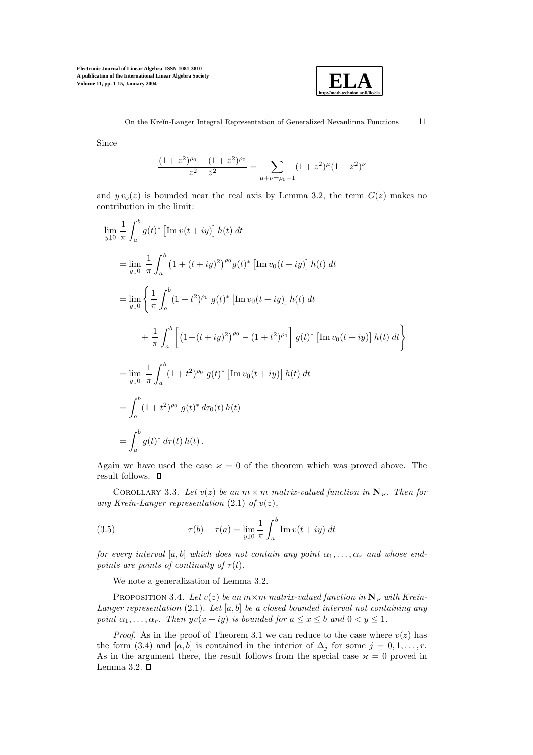Since

$$\frac{(1+z^2)^{\rho_0} - (1+\bar{z}^2)^{\rho_0}}{z^2 - \bar{z}^2} = \sum_{\mu+\nu=\rho_0-1} (1+z^2)^{\mu}(1+\bar{z}^2)^{\nu}$$

and $y\, v_0(z)$ is bounded near the real axis by Lemma 3.2, the term $G(z)$ makes no contribution in the limit:

$$\begin{aligned}
&\lim_{y\downarrow 0} \frac{1}{\pi}\int_a^b g(t)^* \left[\operatorname{Im} v(t+iy)\right] h(t)\, dt \\
&= \lim_{y\downarrow 0} \frac{1}{\pi}\int_a^b \left(1+(t+iy)^2\right)^{\rho_0} g(t)^* \left[\operatorname{Im} v_0(t+iy)\right] h(t)\, dt \\
&= \lim_{y\downarrow 0} \left\{ \frac{1}{\pi}\int_a^b (1+t^2)^{\rho_0}\; g(t)^* \left[\operatorname{Im} v_0(t+iy)\right] h(t)\, dt \right. \\
&\qquad \left. + \frac{1}{\pi}\int_a^b \left[\left(1+(t+iy)^2\right)^{\rho_0} - (1+t^2)^{\rho_0}\right] g(t)^* \left[\operatorname{Im} v_0(t+iy)\right] h(t)\, dt \right\} \\
&= \lim_{y\downarrow 0} \frac{1}{\pi}\int_a^b (1+t^2)^{\rho_0}\; g(t)^* \left[\operatorname{Im} v_0(t+iy)\right] h(t)\, dt \\
&= \int_a^b (1+t^2)^{\rho_0}\; g(t)^*\, d\tau_0(t)\, h(t) \\
&= \int_a^b g(t)^*\, d\tau(t)\, h(t)\,.
\end{aligned}$$

Again we have used the case $\varkappa = 0$ of the theorem which was proved above. The result follows. ∎

COROLLARY 3.3. *Let $v(z)$ be an $m \times m$ matrix-valued function in $\mathbf{N}_\varkappa$. Then for any Kreĭn-Langer representation (2.1) of $v(z)$,*

$$\tau(b) - \tau(a) = \lim_{y\downarrow 0} \frac{1}{\pi}\int_a^b \operatorname{Im} v(t+iy)\, dt \tag{3.5}$$

*for every interval $[a, b]$ which does not contain any point $\alpha_1, \ldots, \alpha_r$ and whose endpoints are points of continuity of $\tau(t)$.*

We note a generalization of Lemma 3.2.

PROPOSITION 3.4. *Let $v(z)$ be an $m\times m$ matrix-valued function in $\mathbf{N}_\varkappa$ with Kreĭn-Langer representation (2.1). Let $[a, b]$ be a closed bounded interval not containing any point $\alpha_1, \ldots, \alpha_r$. Then $yv(x + iy)$ is bounded for $a \le x \le b$ and $0 < y \le 1$.*

*Proof.* As in the proof of Theorem 3.1 we can reduce to the case where $v(z)$ has the form (3.4) and $[a, b]$ is contained in the interior of $\Delta_j$ for some $j = 0, 1, \ldots, r$. As in the argument there, the result follows from the special case $\varkappa = 0$ proved in Lemma 3.2. ∎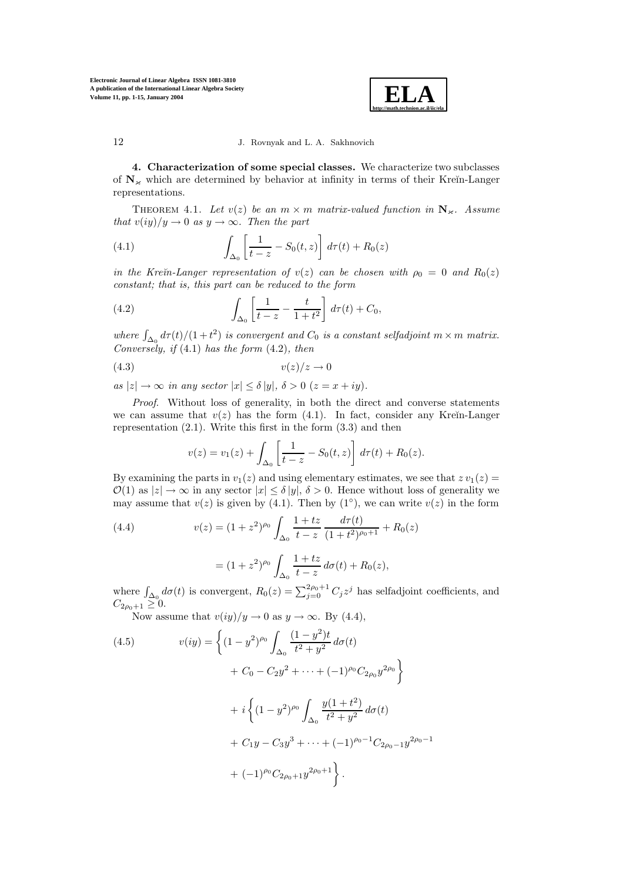**4. Characterization of some special classes.** We characterize two subclasses of $\mathbf{N}_\varkappa$ which are determined by behavior at infinity in terms of their Kreĭn-Langer representations.

THEOREM 4.1. *Let $v(z)$ be an $m \times m$ matrix-valued function in $\mathbf{N}_\varkappa$. Assume that $v(iy)/y \to 0$ as $y \to \infty$. Then the part*

$$\int_{\Delta_0} \left[ \frac{1}{t-z} - S_0(t,z) \right] d\tau(t) + R_0(z) \tag{4.1}$$

*in the Kreĭn-Langer representation of $v(z)$ can be chosen with $\rho_0 = 0$ and $R_0(z)$ constant; that is, this part can be reduced to the form*

$$\int_{\Delta_0} \left[ \frac{1}{t-z} - \frac{t}{1+t^2} \right] d\tau(t) + C_0, \tag{4.2}$$

*where $\int_{\Delta_0} d\tau(t)/(1+t^2)$ is convergent and $C_0$ is a constant selfadjoint $m \times m$ matrix. Conversely, if* (4.1) *has the form* (4.2), *then*

$$v(z)/z \to 0 \tag{4.3}$$

*as $|z| \to \infty$ in any sector $|x| \le \delta\,|y|$, $\delta > 0$ $(z = x + iy)$.*

*Proof*. Without loss of generality, in both the direct and converse statements we can assume that $v(z)$ has the form (4.1). In fact, consider any Kreĭn-Langer representation (2.1). Write this first in the form (3.3) and then

$$v(z) = v_1(z) + \int_{\Delta_0} \left[ \frac{1}{t-z} - S_0(t,z) \right] d\tau(t) + R_0(z).$$

By examining the parts in $v_1(z)$ and using elementary estimates, we see that $z\, v_1(z) = \mathcal{O}(1)$ as $|z| \to \infty$ in any sector $|x| \le \delta\,|y|$, $\delta > 0$. Hence without loss of generality we may assume that $v(z)$ is given by (4.1). Then by (1°), we can write $v(z)$ in the form

$$\begin{aligned} v(z) &= (1+z^2)^{\rho_0} \int_{\Delta_0} \frac{1+tz}{t-z} \, \frac{d\tau(t)}{(1+t^2)^{\rho_0+1}} + R_0(z) \\ &= (1+z^2)^{\rho_0} \int_{\Delta_0} \frac{1+tz}{t-z} \, d\sigma(t) + R_0(z), \end{aligned} \tag{4.4}$$

where $\int_{\Delta_0} d\sigma(t)$ is convergent, $R_0(z) = \sum_{j=0}^{2\rho_0+1} C_j z^j$ has selfadjoint coefficients, and $C_{2\rho_0+1} \ge 0$.

Now assume that $v(iy)/y \to 0$ as $y \to \infty$. By (4.4),

$$\begin{aligned} v(iy) = &\left\{ (1-y^2)^{\rho_0} \int_{\Delta_0} \frac{(1-y^2)t}{t^2+y^2} \, d\sigma(t) \right. \\ &\left. + C_0 - C_2 y^2 + \cdots + (-1)^{\rho_0} C_{2\rho_0} y^{2\rho_0} \right\} \\ &+ i \left\{ (1-y^2)^{\rho_0} \int_{\Delta_0} \frac{y(1+t^2)}{t^2+y^2} \, d\sigma(t) \right. \\ &+ C_1 y - C_3 y^3 + \cdots + (-1)^{\rho_0-1} C_{2\rho_0-1} y^{2\rho_0-1} \\ &\left. + (-1)^{\rho_0} C_{2\rho_0+1} y^{2\rho_0+1} \right\}. \end{aligned} \tag{4.5}$$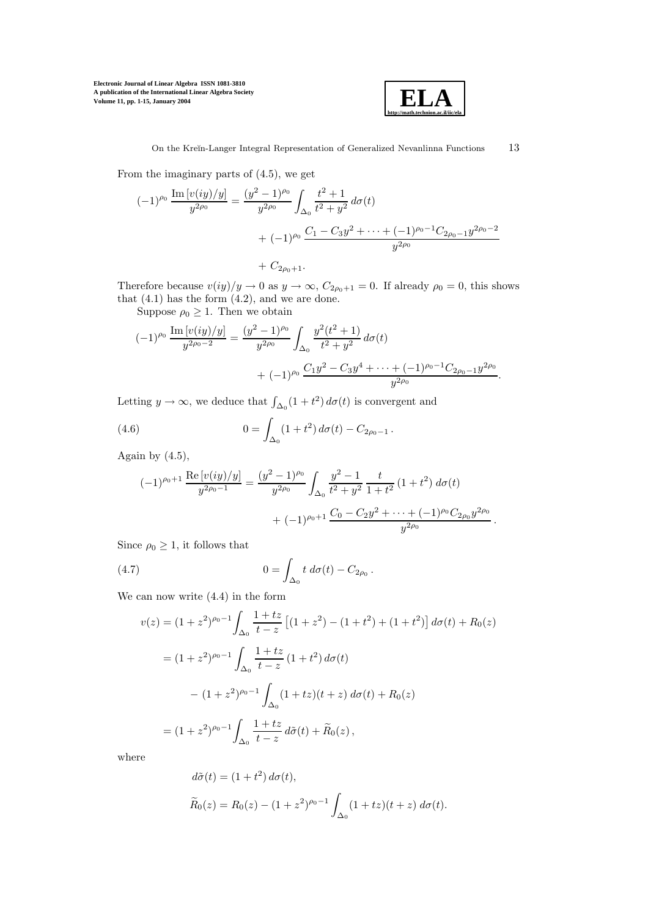From the imaginary parts of (4.5), we get

$$(-1)^{\rho_0} \frac{\operatorname{Im}[v(iy)/y]}{y^{2\rho_0}} = \frac{(y^2-1)^{\rho_0}}{y^{2\rho_0}} \int_{\Delta_0} \frac{t^2+1}{t^2+y^2}\, d\sigma(t) + (-1)^{\rho_0} \frac{C_1 - C_3 y^2 + \cdots + (-1)^{\rho_0-1} C_{2\rho_0-1} y^{2\rho_0-2}}{y^{2\rho_0}} + C_{2\rho_0+1}.$$

Therefore because $v(iy)/y \to 0$ as $y \to \infty$, $C_{2\rho_0+1} = 0$. If already $\rho_0 = 0$, this shows that (4.1) has the form (4.2), and we are done.

Suppose $\rho_0 \geq 1$. Then we obtain

$$(-1)^{\rho_0} \frac{\operatorname{Im}[v(iy)/y]}{y^{2\rho_0-2}} = \frac{(y^2-1)^{\rho_0}}{y^{2\rho_0}} \int_{\Delta_0} \frac{y^2(t^2+1)}{t^2+y^2}\, d\sigma(t) + (-1)^{\rho_0} \frac{C_1 y^2 - C_3 y^4 + \cdots + (-1)^{\rho_0-1} C_{2\rho_0-1} y^{2\rho_0}}{y^{2\rho_0}}.$$

Letting $y \to \infty$, we deduce that $\int_{\Delta_0}(1+t^2)\, d\sigma(t)$ is convergent and

$$0 = \int_{\Delta_0} (1+t^2)\, d\sigma(t) - C_{2\rho_0-1}\,. \tag{4.6}$$

Again by (4.5),

$$(-1)^{\rho_0+1} \frac{\operatorname{Re}[v(iy)/y]}{y^{2\rho_0-1}} = \frac{(y^2-1)^{\rho_0}}{y^{2\rho_0}} \int_{\Delta_0} \frac{y^2-1}{t^2+y^2}\, \frac{t}{1+t^2}\,(1+t^2)\, d\sigma(t) + (-1)^{\rho_0+1} \frac{C_0 - C_2 y^2 + \cdots + (-1)^{\rho_0} C_{2\rho_0} y^{2\rho_0}}{y^{2\rho_0}}\,.$$

Since $\rho_0 \geq 1$, it follows that

$$0 = \int_{\Delta_0} t\, d\sigma(t) - C_{2\rho_0}\,. \tag{4.7}$$

We can now write (4.4) in the form

$$\begin{aligned}
v(z) &= (1+z^2)^{\rho_0-1} \int_{\Delta_0} \frac{1+tz}{t-z} \left[(1+z^2) - (1+t^2) + (1+t^2)\right] d\sigma(t) + R_0(z) \\
&= (1+z^2)^{\rho_0-1} \int_{\Delta_0} \frac{1+tz}{t-z}\,(1+t^2)\, d\sigma(t) \\
&\quad - (1+z^2)^{\rho_0-1} \int_{\Delta_0} (1+tz)(t+z)\, d\sigma(t) + R_0(z) \\
&= (1+z^2)^{\rho_0-1} \int_{\Delta_0} \frac{1+tz}{t-z}\, d\tilde{\sigma}(t) + \widetilde{R}_0(z)\,,
\end{aligned}$$

where

$$\begin{aligned}
d\tilde{\sigma}(t) &= (1+t^2)\, d\sigma(t), \\
\widetilde{R}_0(z) &= R_0(z) - (1+z^2)^{\rho_0-1} \int_{\Delta_0} (1+tz)(t+z)\, d\sigma(t).
\end{aligned}$$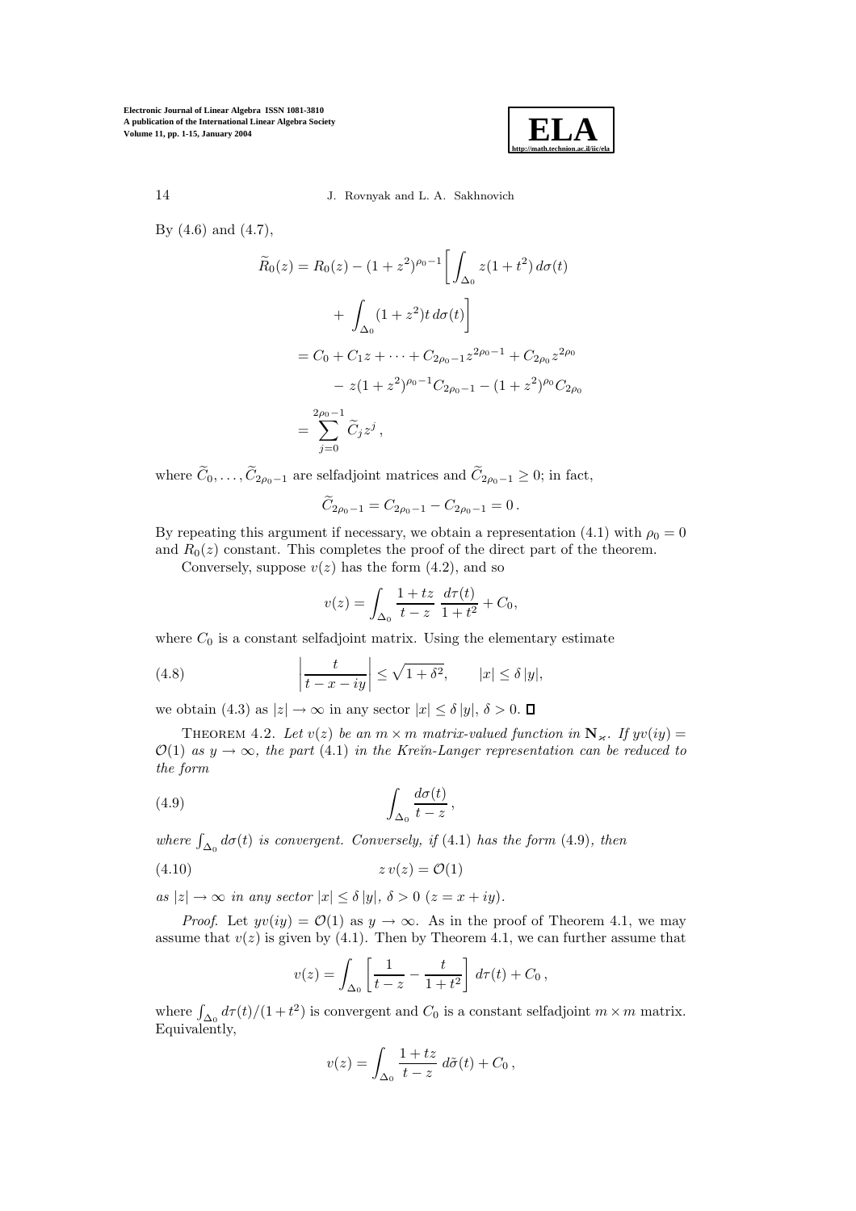By (4.6) and (4.7),

$$
\begin{aligned}
\widetilde{R}_0(z) &= R_0(z) - (1+z^2)^{\rho_0 - 1}\left[\int_{\Delta_0} z(1+t^2)\,d\sigma(t)\right. \\
&\qquad \left. + \int_{\Delta_0} (1+z^2)t\,d\sigma(t)\right] \\
&= C_0 + C_1 z + \cdots + C_{2\rho_0-1} z^{2\rho_0 - 1} + C_{2\rho_0} z^{2\rho_0} \\
&\qquad - z(1+z^2)^{\rho_0-1} C_{2\rho_0-1} - (1+z^2)^{\rho_0} C_{2\rho_0} \\
&= \sum_{j=0}^{2\rho_0-1} \widetilde{C}_j z^j\,,
\end{aligned}
$$

where $\widetilde{C}_0, \ldots, \widetilde{C}_{2\rho_0-1}$ are selfadjoint matrices and $\widetilde{C}_{2\rho_0-1} \geq 0$; in fact,

$$
\widetilde{C}_{2\rho_0-1} = C_{2\rho_0-1} - C_{2\rho_0-1} = 0\,.
$$

By repeating this argument if necessary, we obtain a representation (4.1) with $\rho_0 = 0$ and $R_0(z)$ constant. This completes the proof of the direct part of the theorem.

Conversely, suppose $v(z)$ has the form (4.2), and so

$$
v(z) = \int_{\Delta_0} \frac{1+tz}{t-z}\,\frac{d\tau(t)}{1+t^2} + C_0,
$$

where $C_0$ is a constant selfadjoint matrix. Using the elementary estimate

$$
\left|\frac{t}{t-x-iy}\right| \leq \sqrt{1+\delta^2}, \qquad |x| \leq \delta\,|y|, \tag{4.8}
$$

we obtain (4.3) as $|z| \to \infty$ in any sector $|x| \leq \delta\,|y|$, $\delta > 0$. $\square$

Theorem 4.2. *Let $v(z)$ be an $m \times m$ matrix-valued function in $\mathbf{N}_\varkappa$. If $yv(iy) = \mathcal{O}(1)$ as $y \to \infty$, the part* (4.1) *in the Kreĭn-Langer representation can be reduced to the form*

$$
\int_{\Delta_0} \frac{d\sigma(t)}{t-z}\,, \tag{4.9}
$$

*where $\int_{\Delta_0} d\sigma(t)$ is convergent. Conversely, if* (4.1) *has the form* (4.9)*, then*

$$
z\,v(z) = \mathcal{O}(1) \tag{4.10}
$$

*as $|z| \to \infty$ in any sector $|x| \leq \delta\,|y|$, $\delta > 0$ $(z = x + iy)$.*

*Proof.* Let $yv(iy) = \mathcal{O}(1)$ as $y \to \infty$. As in the proof of Theorem 4.1, we may assume that $v(z)$ is given by (4.1). Then by Theorem 4.1, we can further assume that

$$
v(z) = \int_{\Delta_0} \left[\frac{1}{t-z} - \frac{t}{1+t^2}\right] d\tau(t) + C_0\,,
$$

where $\int_{\Delta_0} d\tau(t)/(1+t^2)$ is convergent and $C_0$ is a constant selfadjoint $m \times m$ matrix. Equivalently,

$$
v(z) = \int_{\Delta_0} \frac{1+tz}{t-z}\,d\tilde{\sigma}(t) + C_0\,,
$$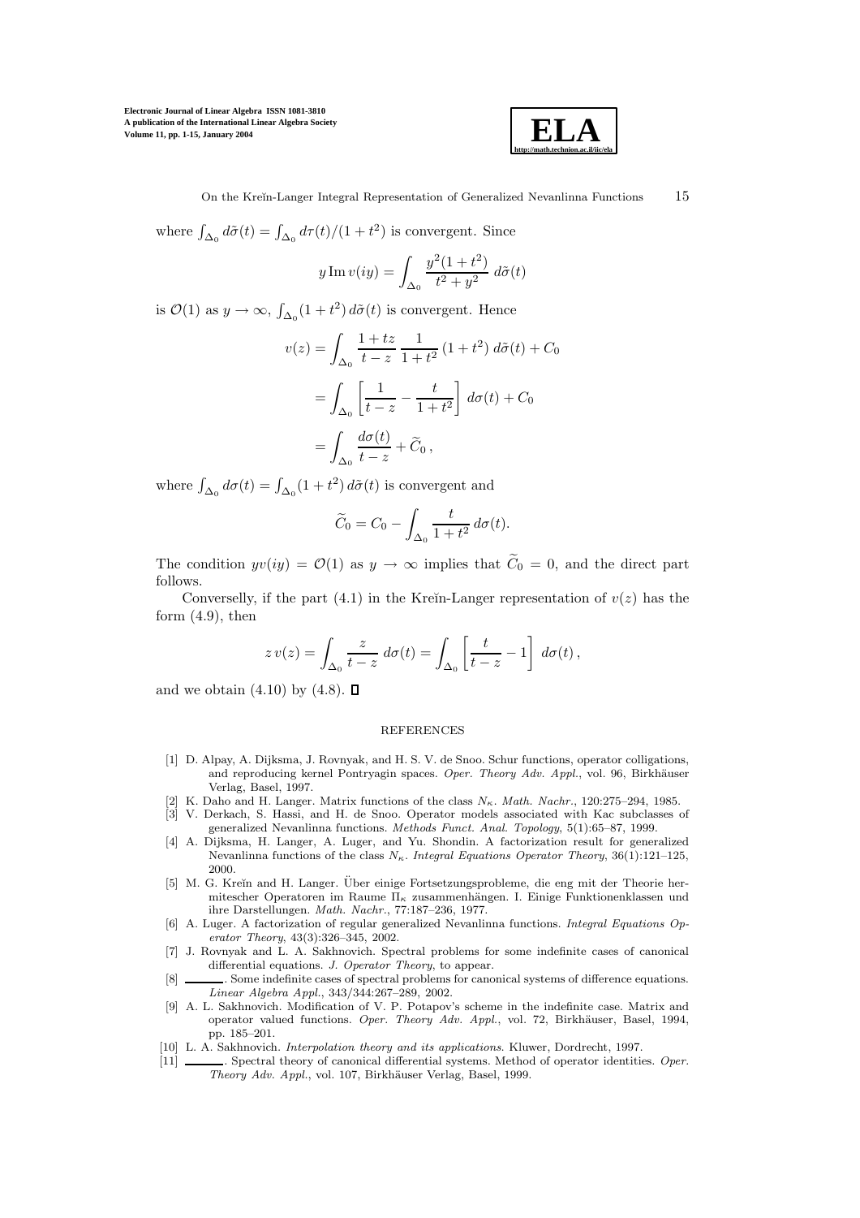where $\int_{\Delta_0} d\tilde{\sigma}(t) = \int_{\Delta_0} d\tau(t)/(1+t^2)$ is convergent. Since

$$y \operatorname{Im} v(iy) = \int_{\Delta_0} \frac{y^2(1+t^2)}{t^2+y^2}\, d\tilde{\sigma}(t)$$

is $\mathcal{O}(1)$ as $y \to \infty$, $\int_{\Delta_0}(1+t^2)\, d\tilde{\sigma}(t)$ is convergent. Hence

$$\begin{aligned}
v(z) &= \int_{\Delta_0} \frac{1+tz}{t-z}\, \frac{1}{1+t^2}\,(1+t^2)\, d\tilde{\sigma}(t) + C_0 \\
&= \int_{\Delta_0} \left[\frac{1}{t-z} - \frac{t}{1+t^2}\right] d\sigma(t) + C_0 \\
&= \int_{\Delta_0} \frac{d\sigma(t)}{t-z} + \widetilde{C}_0\,,
\end{aligned}$$

where $\int_{\Delta_0} d\sigma(t) = \int_{\Delta_0}(1+t^2)\, d\tilde{\sigma}(t)$ is convergent and

$$\widetilde{C}_0 = C_0 - \int_{\Delta_0} \frac{t}{1+t^2}\, d\sigma(t).$$

The condition $yv(iy) = \mathcal{O}(1)$ as $y \to \infty$ implies that $\widetilde{C}_0 = 0$, and the direct part follows.

Converselly, if the part (4.1) in the Kreĭn-Langer representation of $v(z)$ has the form (4.9), then

$$z\, v(z) = \int_{\Delta_0} \frac{z}{t-z}\, d\sigma(t) = \int_{\Delta_0} \left[\frac{t}{t-z} - 1\right] d\sigma(t)\,,$$

and we obtain (4.10) by (4.8). $\square$

## REFERENCES

[1] D. Alpay, A. Dijksma, J. Rovnyak, and H. S. V. de Snoo. Schur functions, operator colligations, and reproducing kernel Pontryagin spaces. *Oper. Theory Adv. Appl.*, vol. 96, Birkhäuser Verlag, Basel, 1997.

[2] K. Daho and H. Langer. Matrix functions of the class $N_\kappa$. *Math. Nachr.*, 120:275–294, 1985.

[3] V. Derkach, S. Hassi, and H. de Snoo. Operator models associated with Kac subclasses of generalized Nevanlinna functions. *Methods Funct. Anal. Topology*, 5(1):65–87, 1999.

[4] A. Dijksma, H. Langer, A. Luger, and Yu. Shondin. A factorization result for generalized Nevanlinna functions of the class $N_\kappa$. *Integral Equations Operator Theory*, 36(1):121–125, 2000.

[5] M. G. Kreĭn and H. Langer. Über einige Fortsetzungsprobleme, die eng mit der Theorie hermitescher Operatoren im Raume $\Pi_\kappa$ zusammenhängen. I. Einige Funktionenklassen und ihre Darstellungen. *Math. Nachr.*, 77:187–236, 1977.

[6] A. Luger. A factorization of regular generalized Nevanlinna functions. *Integral Equations Operator Theory*, 43(3):326–345, 2002.

[7] J. Rovnyak and L. A. Sakhnovich. Spectral problems for some indefinite cases of canonical differential equations. *J. Operator Theory*, to appear.

[8] ———. Some indefinite cases of spectral problems for canonical systems of difference equations. *Linear Algebra Appl.*, 343/344:267–289, 2002.

[9] A. L. Sakhnovich. Modification of V. P. Potapov's scheme in the indefinite case. Matrix and operator valued functions. *Oper. Theory Adv. Appl.*, vol. 72, Birkhäuser, Basel, 1994, pp. 185–201.

[10] L. A. Sakhnovich. *Interpolation theory and its applications*. Kluwer, Dordrecht, 1997.

[11] ———. Spectral theory of canonical differential systems. Method of operator identities. *Oper. Theory Adv. Appl.*, vol. 107, Birkhäuser Verlag, Basel, 1999.